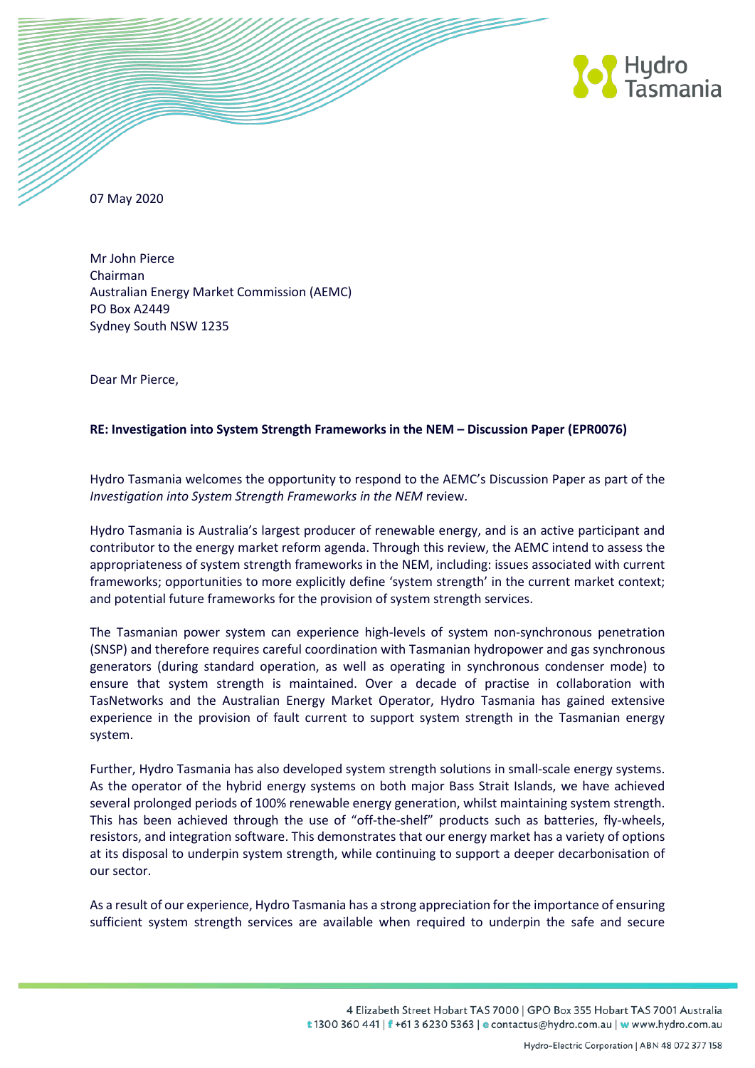07 May 2020

Mr John Pierce
Chairman
Australian Energy Market Commission (AEMC)
PO Box A2449
Sydney South NSW 1235

Dear Mr Pierce,

**RE: Investigation into System Strength Frameworks in the NEM – Discussion Paper (EPR0076)**

Hydro Tasmania welcomes the opportunity to respond to the AEMC's Discussion Paper as part of the *Investigation into System Strength Frameworks in the NEM* review.

Hydro Tasmania is Australia's largest producer of renewable energy, and is an active participant and contributor to the energy market reform agenda. Through this review, the AEMC intend to assess the appropriateness of system strength frameworks in the NEM, including: issues associated with current frameworks; opportunities to more explicitly define 'system strength' in the current market context; and potential future frameworks for the provision of system strength services.

The Tasmanian power system can experience high-levels of system non-synchronous penetration (SNSP) and therefore requires careful coordination with Tasmanian hydropower and gas synchronous generators (during standard operation, as well as operating in synchronous condenser mode) to ensure that system strength is maintained. Over a decade of practise in collaboration with TasNetworks and the Australian Energy Market Operator, Hydro Tasmania has gained extensive experience in the provision of fault current to support system strength in the Tasmanian energy system.

Further, Hydro Tasmania has also developed system strength solutions in small-scale energy systems. As the operator of the hybrid energy systems on both major Bass Strait Islands, we have achieved several prolonged periods of 100% renewable energy generation, whilst maintaining system strength. This has been achieved through the use of "off-the-shelf" products such as batteries, fly-wheels, resistors, and integration software. This demonstrates that our energy market has a variety of options at its disposal to underpin system strength, while continuing to support a deeper decarbonisation of our sector.

As a result of our experience, Hydro Tasmania has a strong appreciation for the importance of ensuring sufficient system strength services are available when required to underpin the safe and secure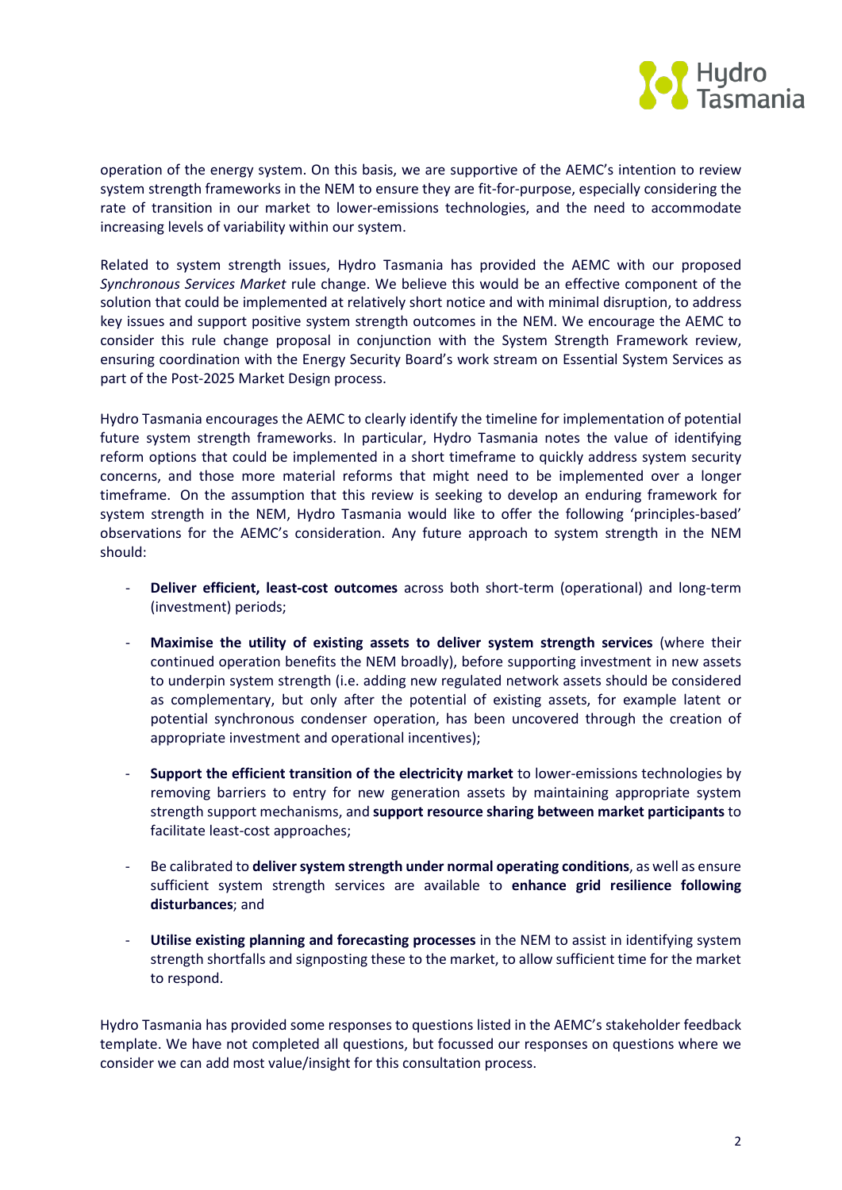operation of the energy system. On this basis, we are supportive of the AEMC's intention to review system strength frameworks in the NEM to ensure they are fit-for-purpose, especially considering the rate of transition in our market to lower-emissions technologies, and the need to accommodate increasing levels of variability within our system.

Related to system strength issues, Hydro Tasmania has provided the AEMC with our proposed *Synchronous Services Market* rule change. We believe this would be an effective component of the solution that could be implemented at relatively short notice and with minimal disruption, to address key issues and support positive system strength outcomes in the NEM. We encourage the AEMC to consider this rule change proposal in conjunction with the System Strength Framework review, ensuring coordination with the Energy Security Board's work stream on Essential System Services as part of the Post-2025 Market Design process.

Hydro Tasmania encourages the AEMC to clearly identify the timeline for implementation of potential future system strength frameworks. In particular, Hydro Tasmania notes the value of identifying reform options that could be implemented in a short timeframe to quickly address system security concerns, and those more material reforms that might need to be implemented over a longer timeframe. On the assumption that this review is seeking to develop an enduring framework for system strength in the NEM, Hydro Tasmania would like to offer the following 'principles-based' observations for the AEMC's consideration. Any future approach to system strength in the NEM should:

- **Deliver efficient, least-cost outcomes** across both short-term (operational) and long-term (investment) periods;
- **Maximise the utility of existing assets to deliver system strength services** (where their continued operation benefits the NEM broadly), before supporting investment in new assets to underpin system strength (i.e. adding new regulated network assets should be considered as complementary, but only after the potential of existing assets, for example latent or potential synchronous condenser operation, has been uncovered through the creation of appropriate investment and operational incentives);
- **Support the efficient transition of the electricity market** to lower-emissions technologies by removing barriers to entry for new generation assets by maintaining appropriate system strength support mechanisms, and **support resource sharing between market participants** to facilitate least-cost approaches;
- Be calibrated to **deliver system strength under normal operating conditions**, as well as ensure sufficient system strength services are available to **enhance grid resilience following disturbances**; and
- **Utilise existing planning and forecasting processes** in the NEM to assist in identifying system strength shortfalls and signposting these to the market, to allow sufficient time for the market to respond.

Hydro Tasmania has provided some responses to questions listed in the AEMC's stakeholder feedback template. We have not completed all questions, but focussed our responses on questions where we consider we can add most value/insight for this consultation process.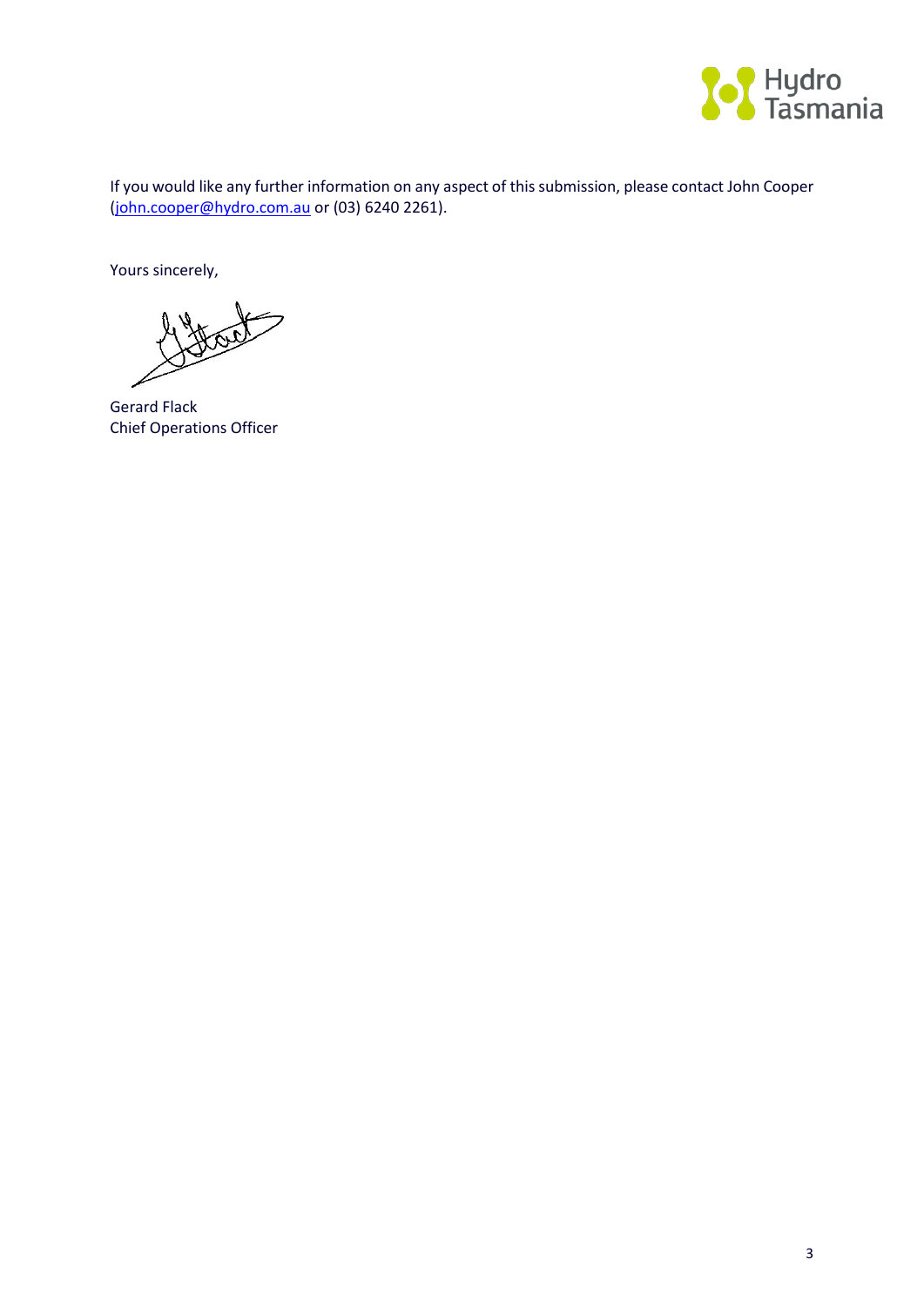If you would like any further information on any aspect of this submission, please contact John Cooper (john.cooper@hydro.com.au or (03) 6240 2261).

Yours sincerely,

Gerard Flack
Chief Operations Officer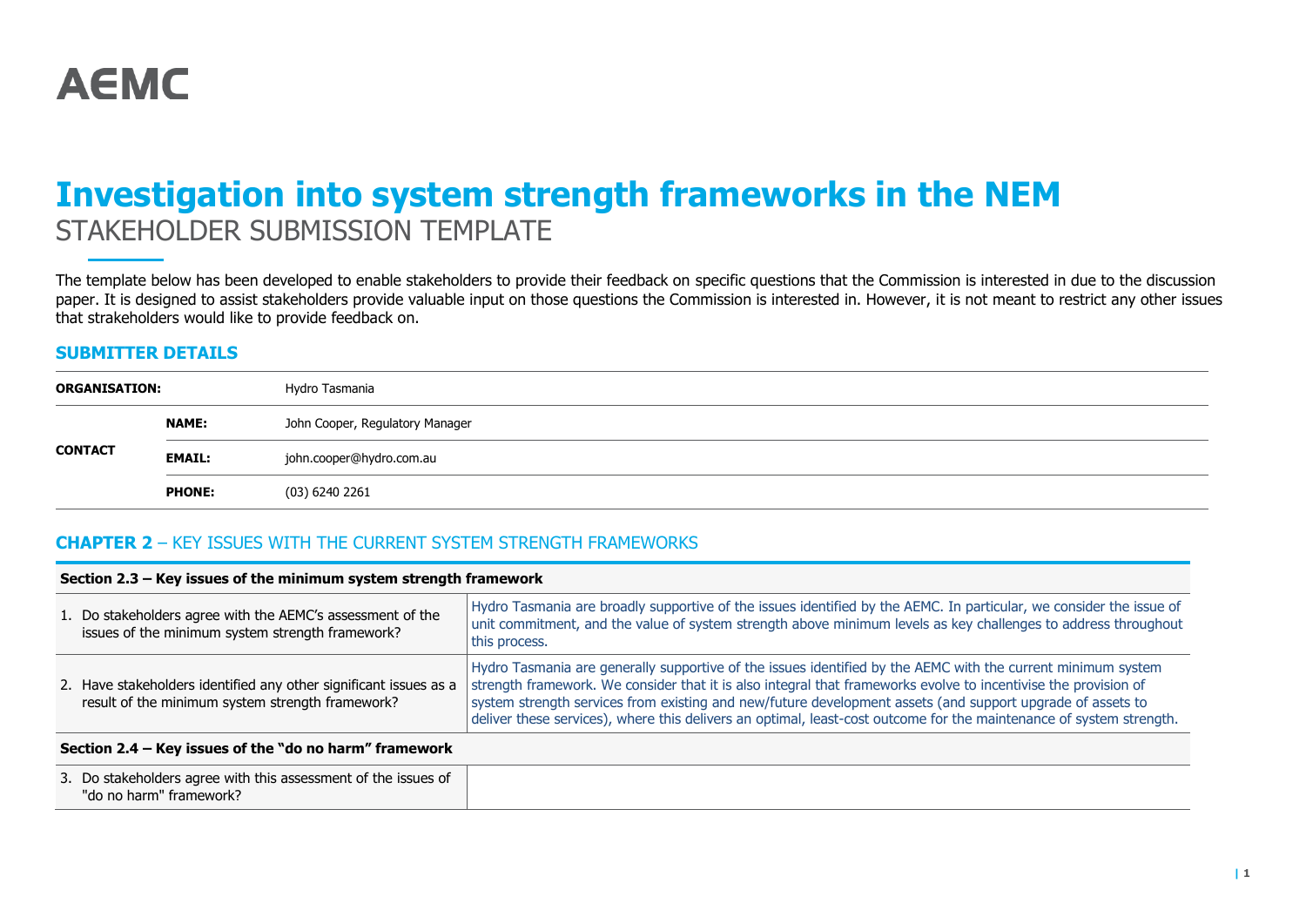AEMC

# Investigation into system strength frameworks in the NEM

STAKEHOLDER SUBMISSION TEMPLATE

The template below has been developed to enable stakeholders to provide their feedback on specific questions that the Commission is interested in due to the discussion paper. It is designed to assist stakeholders provide valuable input on those questions the Commission is interested in. However, it is not meant to restrict any other issues that strakeholders would like to provide feedback on.

## SUBMITTER DETAILS

| ORGANISATION: | | Hydro Tasmania |
|---|---|---|
| CONTACT | NAME: | John Cooper, Regulatory Manager |
| | EMAIL: | john.cooper@hydro.com.au |
| | PHONE: | (03) 6240 2261 |

## CHAPTER 2 – KEY ISSUES WITH THE CURRENT SYSTEM STRENGTH FRAMEWORKS

| Section 2.3 – Key issues of the minimum system strength framework | |
|---|---|
| 1. Do stakeholders agree with the AEMC's assessment of the issues of the minimum system strength framework? | Hydro Tasmania are broadly supportive of the issues identified by the AEMC. In particular, we consider the issue of unit commitment, and the value of system strength above minimum levels as key challenges to address throughout this process. |
| 2. Have stakeholders identified any other significant issues as a result of the minimum system strength framework? | Hydro Tasmania are generally supportive of the issues identified by the AEMC with the current minimum system strength framework. We consider that it is also integral that frameworks evolve to incentivise the provision of system strength services from existing and new/future development assets (and support upgrade of assets to deliver these services), where this delivers an optimal, least-cost outcome for the maintenance of system strength. |
| **Section 2.4 – Key issues of the "do no harm" framework** | |
| 3. Do stakeholders agree with this assessment of the issues of "do no harm" framework? | |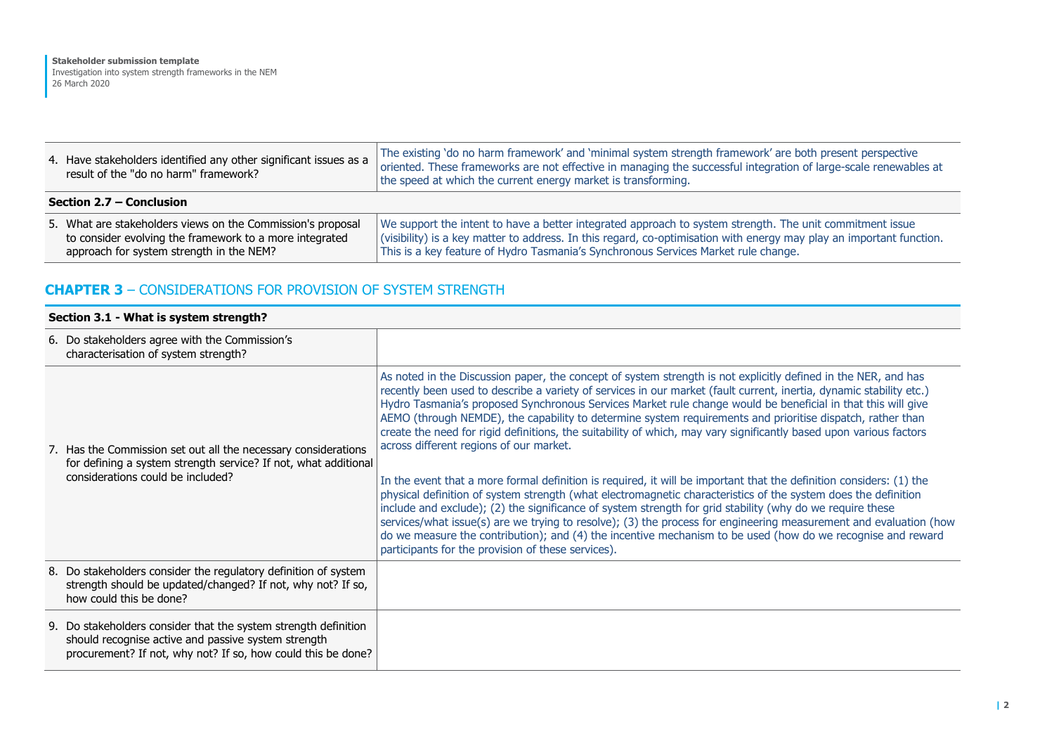| | |
|---|---|
| 4. Have stakeholders identified any other significant issues as a result of the "do no harm" framework? | The existing 'do no harm framework' and 'minimal system strength framework' are both present perspective oriented. These frameworks are not effective in managing the successful integration of large-scale renewables at the speed at which the current energy market is transforming. |
| **Section 2.7 – Conclusion** | |
| 5. What are stakeholders views on the Commission's proposal to consider evolving the framework to a more integrated approach for system strength in the NEM? | We support the intent to have a better integrated approach to system strength. The unit commitment issue (visibility) is a key matter to address. In this regard, co-optimisation with energy may play an important function. This is a key feature of Hydro Tasmania's Synchronous Services Market rule change. |

## CHAPTER 3 – CONSIDERATIONS FOR PROVISION OF SYSTEM STRENGTH

| | |
|---|---|
| **Section 3.1 - What is system strength?** | |
| 6. Do stakeholders agree with the Commission's characterisation of system strength? | |
| 7. Has the Commission set out all the necessary considerations for defining a system strength service? If not, what additional considerations could be included? | As noted in the Discussion paper, the concept of system strength is not explicitly defined in the NER, and has recently been used to describe a variety of services in our market (fault current, inertia, dynamic stability etc.) Hydro Tasmania's proposed Synchronous Services Market rule change would be beneficial in that this will give AEMO (through NEMDE), the capability to determine system requirements and prioritise dispatch, rather than create the need for rigid definitions, the suitability of which, may vary significantly based upon various factors across different regions of our market.<br><br>In the event that a more formal definition is required, it will be important that the definition considers: (1) the physical definition of system strength (what electromagnetic characteristics of the system does the definition include and exclude); (2) the significance of system strength for grid stability (why do we require these services/what issue(s) are we trying to resolve); (3) the process for engineering measurement and evaluation (how do we measure the contribution); and (4) the incentive mechanism to be used (how do we recognise and reward participants for the provision of these services). |
| 8. Do stakeholders consider the regulatory definition of system strength should be updated/changed? If not, why not? If so, how could this be done? | |
| 9. Do stakeholders consider that the system strength definition should recognise active and passive system strength procurement? If not, why not? If so, how could this be done? | |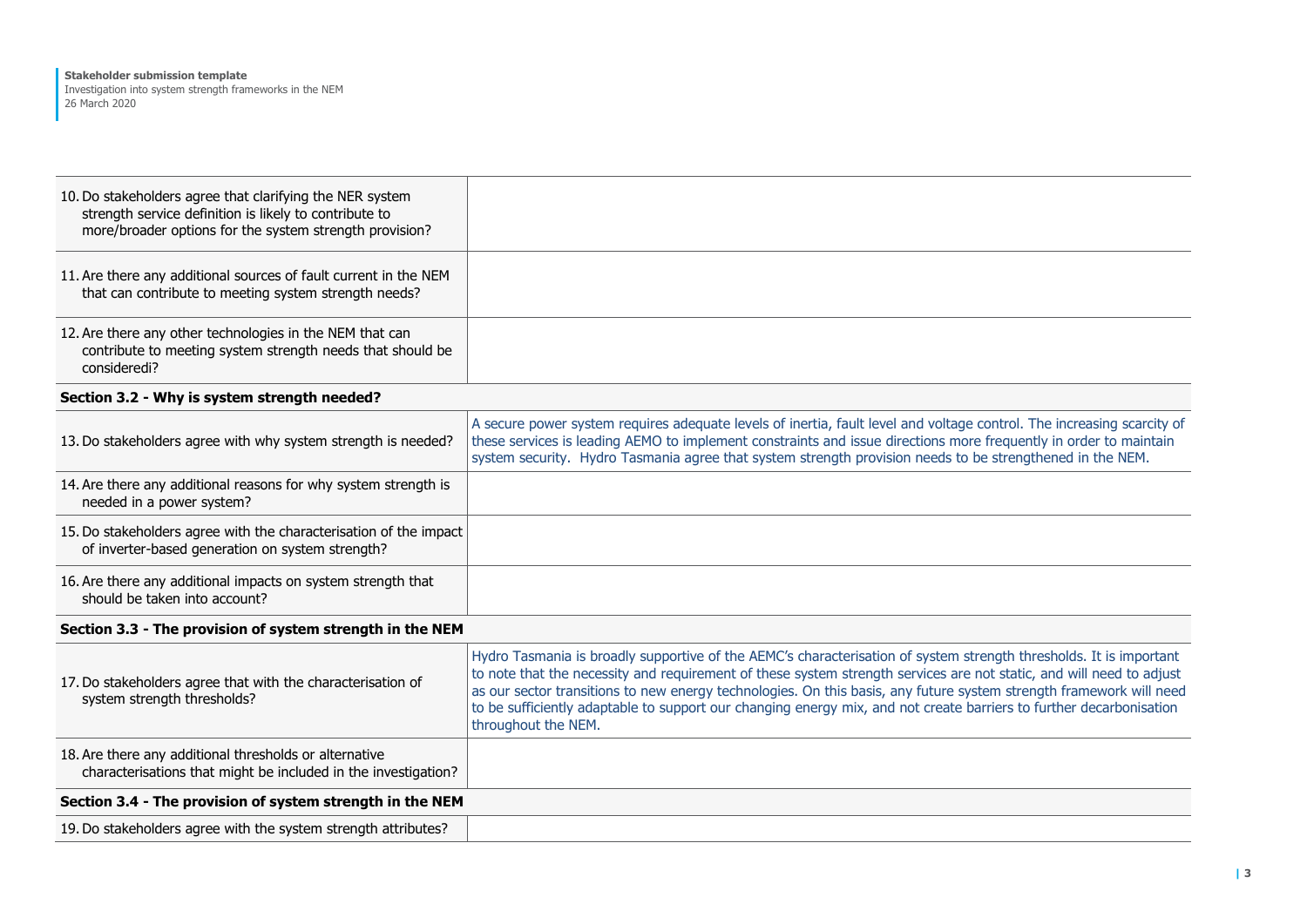| | |
|---|---|
| 10. Do stakeholders agree that clarifying the NER system strength service definition is likely to contribute to more/broader options for the system strength provision? | |
| 11. Are there any additional sources of fault current in the NEM that can contribute to meeting system strength needs? | |
| 12. Are there any other technologies in the NEM that can contribute to meeting system strength needs that should be consideredi? | |
| **Section 3.2 - Why is system strength needed?** | |
| 13. Do stakeholders agree with why system strength is needed? | A secure power system requires adequate levels of inertia, fault level and voltage control. The increasing scarcity of these services is leading AEMO to implement constraints and issue directions more frequently in order to maintain system security. Hydro Tasmania agree that system strength provision needs to be strengthened in the NEM. |
| 14. Are there any additional reasons for why system strength is needed in a power system? | |
| 15. Do stakeholders agree with the characterisation of the impact of inverter-based generation on system strength? | |
| 16. Are there any additional impacts on system strength that should be taken into account? | |
| **Section 3.3 - The provision of system strength in the NEM** | |
| 17. Do stakeholders agree that with the characterisation of system strength thresholds? | Hydro Tasmania is broadly supportive of the AEMC's characterisation of system strength thresholds. It is important to note that the necessity and requirement of these system strength services are not static, and will need to adjust as our sector transitions to new energy technologies. On this basis, any future system strength framework will need to be sufficiently adaptable to support our changing energy mix, and not create barriers to further decarbonisation throughout the NEM. |
| 18. Are there any additional thresholds or alternative characterisations that might be included in the investigation? | |
| **Section 3.4 - The provision of system strength in the NEM** | |
| 19. Do stakeholders agree with the system strength attributes? | |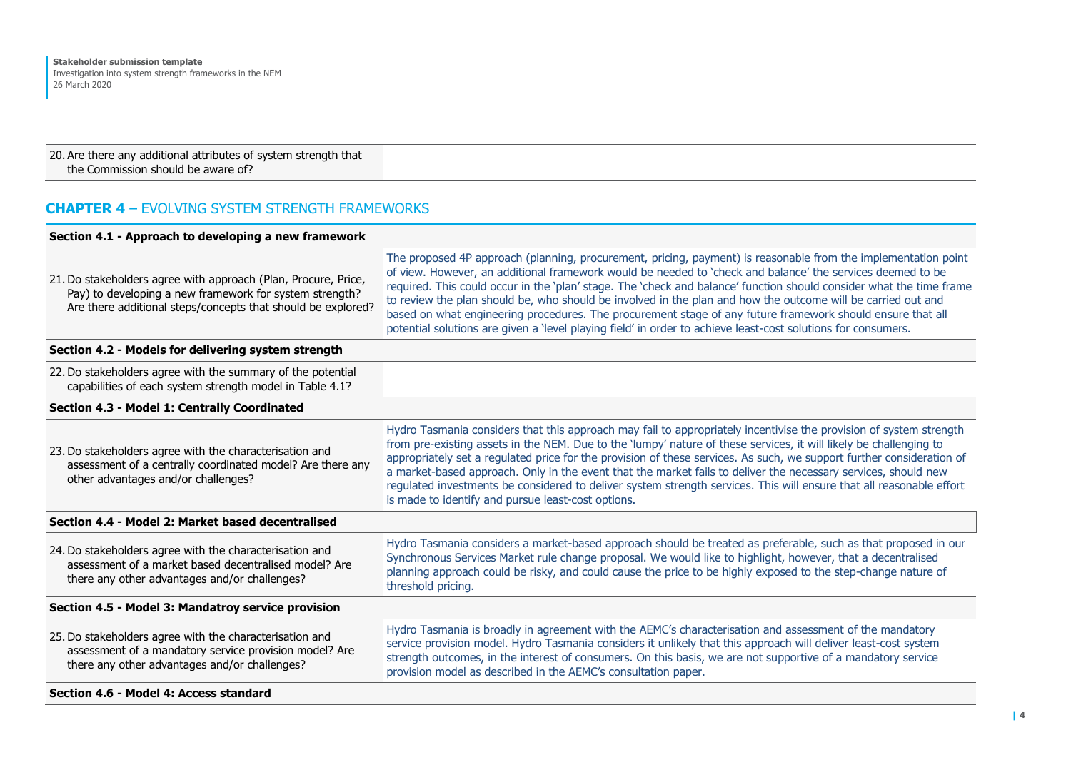| | |
|---|---|
| 20. Are there any additional attributes of system strength that the Commission should be aware of? | |

## CHAPTER 4 – EVOLVING SYSTEM STRENGTH FRAMEWORKS

| **Section 4.1 - Approach to developing a new framework** | |
|---|---|
| 21. Do stakeholders agree with approach (Plan, Procure, Price, Pay) to developing a new framework for system strength? Are there additional steps/concepts that should be explored? | The proposed 4P approach (planning, procurement, pricing, payment) is reasonable from the implementation point of view. However, an additional framework would be needed to 'check and balance' the services deemed to be required. This could occur in the 'plan' stage. The 'check and balance' function should consider what the time frame to review the plan should be, who should be involved in the plan and how the outcome will be carried out and based on what engineering procedures. The procurement stage of any future framework should ensure that all potential solutions are given a 'level playing field' in order to achieve least-cost solutions for consumers. |
| **Section 4.2 - Models for delivering system strength** | |
| 22. Do stakeholders agree with the summary of the potential capabilities of each system strength model in Table 4.1? | |
| **Section 4.3 - Model 1: Centrally Coordinated** | |
| 23. Do stakeholders agree with the characterisation and assessment of a centrally coordinated model? Are there any other advantages and/or challenges? | Hydro Tasmania considers that this approach may fail to appropriately incentivise the provision of system strength from pre-existing assets in the NEM. Due to the 'lumpy' nature of these services, it will likely be challenging to appropriately set a regulated price for the provision of these services. As such, we support further consideration of a market-based approach. Only in the event that the market fails to deliver the necessary services, should new regulated investments be considered to deliver system strength services. This will ensure that all reasonable effort is made to identify and pursue least-cost options. |
| **Section 4.4 - Model 2: Market based decentralised** | |
| 24. Do stakeholders agree with the characterisation and assessment of a market based decentralised model? Are there any other advantages and/or challenges? | Hydro Tasmania considers a market-based approach should be treated as preferable, such as that proposed in our Synchronous Services Market rule change proposal. We would like to highlight, however, that a decentralised planning approach could be risky, and could cause the price to be highly exposed to the step-change nature of threshold pricing. |
| **Section 4.5 - Model 3: Mandatroy service provision** | |
| 25. Do stakeholders agree with the characterisation and assessment of a mandatory service provision model? Are there any other advantages and/or challenges? | Hydro Tasmania is broadly in agreement with the AEMC's characterisation and assessment of the mandatory service provision model. Hydro Tasmania considers it unlikely that this approach will deliver least-cost system strength outcomes, in the interest of consumers. On this basis, we are not supportive of a mandatory service provision model as described in the AEMC's consultation paper. |
| **Section 4.6 - Model 4: Access standard** | |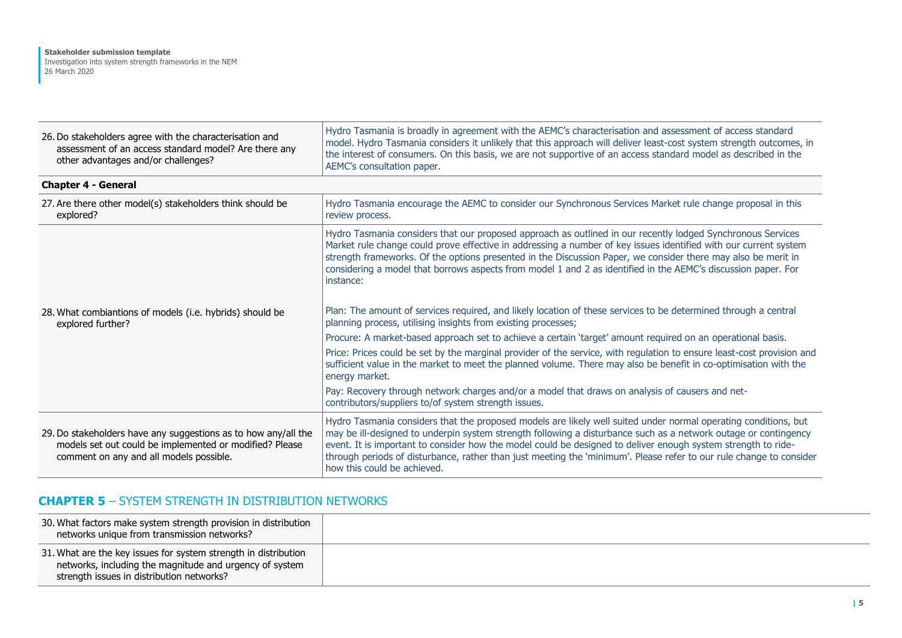| | |
|---|---|
| 26. Do stakeholders agree with the characterisation and assessment of an access standard model? Are there any other advantages and/or challenges? | Hydro Tasmania is broadly in agreement with the AEMC's characterisation and assessment of access standard model. Hydro Tasmania considers it unlikely that this approach will deliver least-cost system strength outcomes, in the interest of consumers. On this basis, we are not supportive of an access standard model as described in the AEMC's consultation paper. |
| **Chapter 4 - General** | |
| 27. Are there other model(s) stakeholders think should be explored? | Hydro Tasmania encourage the AEMC to consider our Synchronous Services Market rule change proposal in this review process. |
| 28. What combiantions of models (i.e. hybrids) should be explored further? | Hydro Tasmania considers that our proposed approach as outlined in our recently lodged Synchronous Services Market rule change could prove effective in addressing a number of key issues identified with our current system strength frameworks. Of the options presented in the Discussion Paper, we consider there may also be merit in considering a model that borrows aspects from model 1 and 2 as identified in the AEMC's discussion paper. For instance:<br><br>Plan: The amount of services required, and likely location of these services to be determined through a central planning process, utilising insights from existing processes;<br><br>Procure: A market-based approach set to achieve a certain 'target' amount required on an operational basis.<br><br>Price: Prices could be set by the marginal provider of the service, with regulation to ensure least-cost provision and sufficient value in the market to meet the planned volume. There may also be benefit in co-optimisation with the energy market.<br><br>Pay: Recovery through network charges and/or a model that draws on analysis of causers and net-contributors/suppliers to/of system strength issues. |
| 29. Do stakeholders have any suggestions as to how any/all the models set out could be implemented or modified? Please comment on any and all models possible. | Hydro Tasmania considers that the proposed models are likely well suited under normal operating conditions, but may be ill-designed to underpin system strength following a disturbance such as a network outage or contingency event. It is important to consider how the model could be designed to deliver enough system strength to ride-through periods of disturbance, rather than just meeting the 'minimum'. Please refer to our rule change to consider how this could be achieved. |

## **CHAPTER 5** – SYSTEM STRENGTH IN DISTRIBUTION NETWORKS

| | |
|---|---|
| 30. What factors make system strength provision in distribution networks unique from transmission networks? | |
| 31. What are the key issues for system strength in distribution networks, including the magnitude and urgency of system strength issues in distribution networks? | |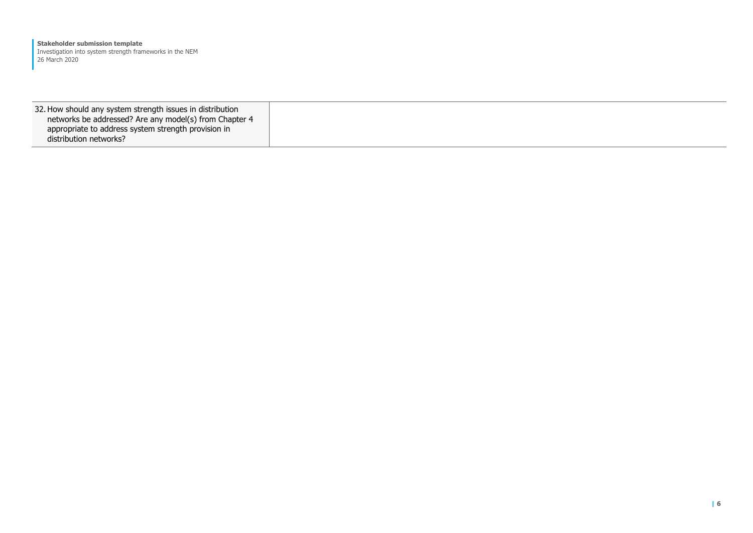| | |
|---|---|
| 32. How should any system strength issues in distribution networks be addressed? Are any model(s) from Chapter 4 appropriate to address system strength provision in distribution networks? | |